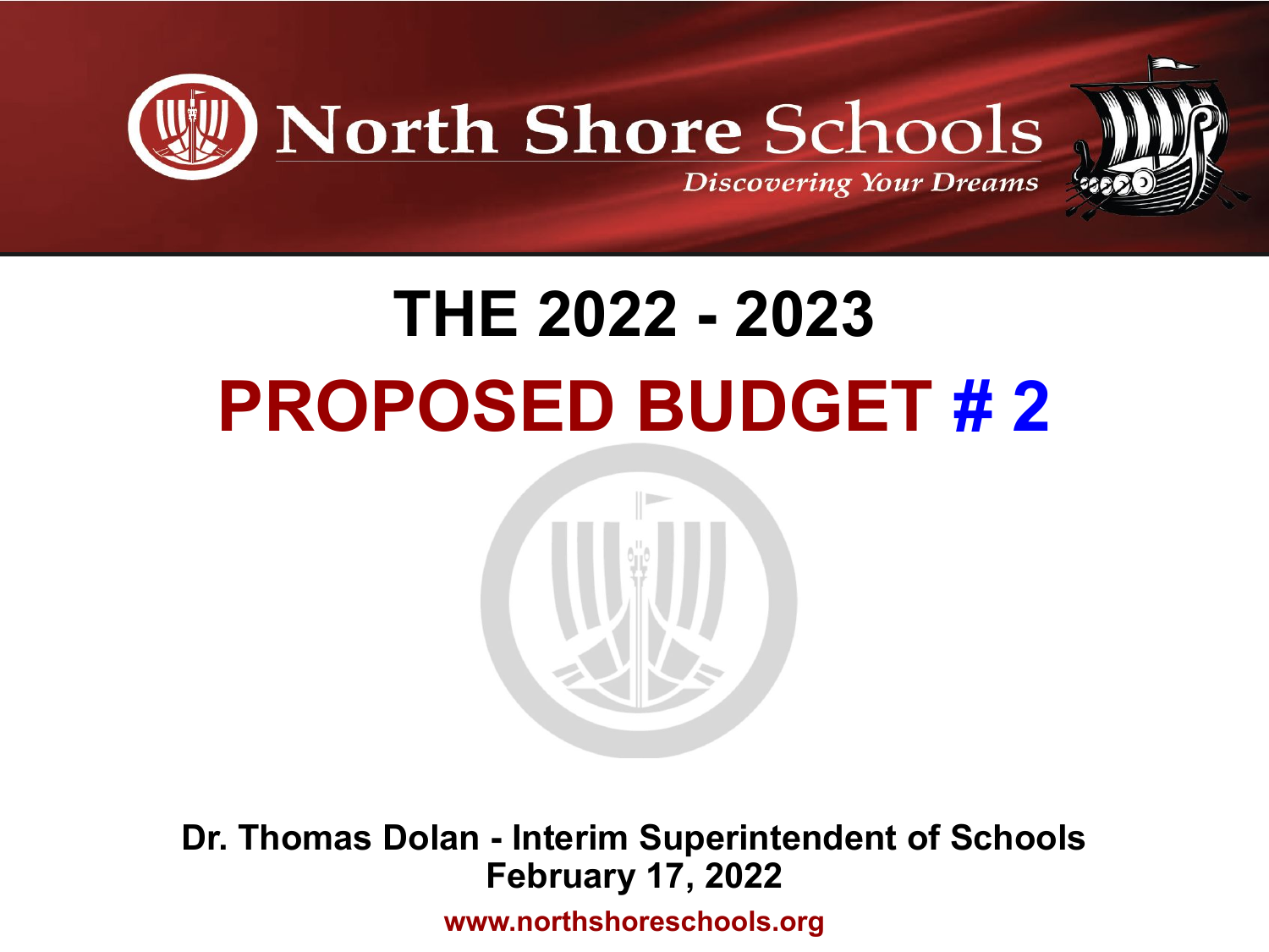North Shore Schools

*Discovering Your Dreams*

# THE 2022 - 2023

# PROPOSED BUDGET # 2

**Dr. Thomas Dolan - Interim Superintendent of Schools**

**February 17, 2022**

**www.northshoreschools.org**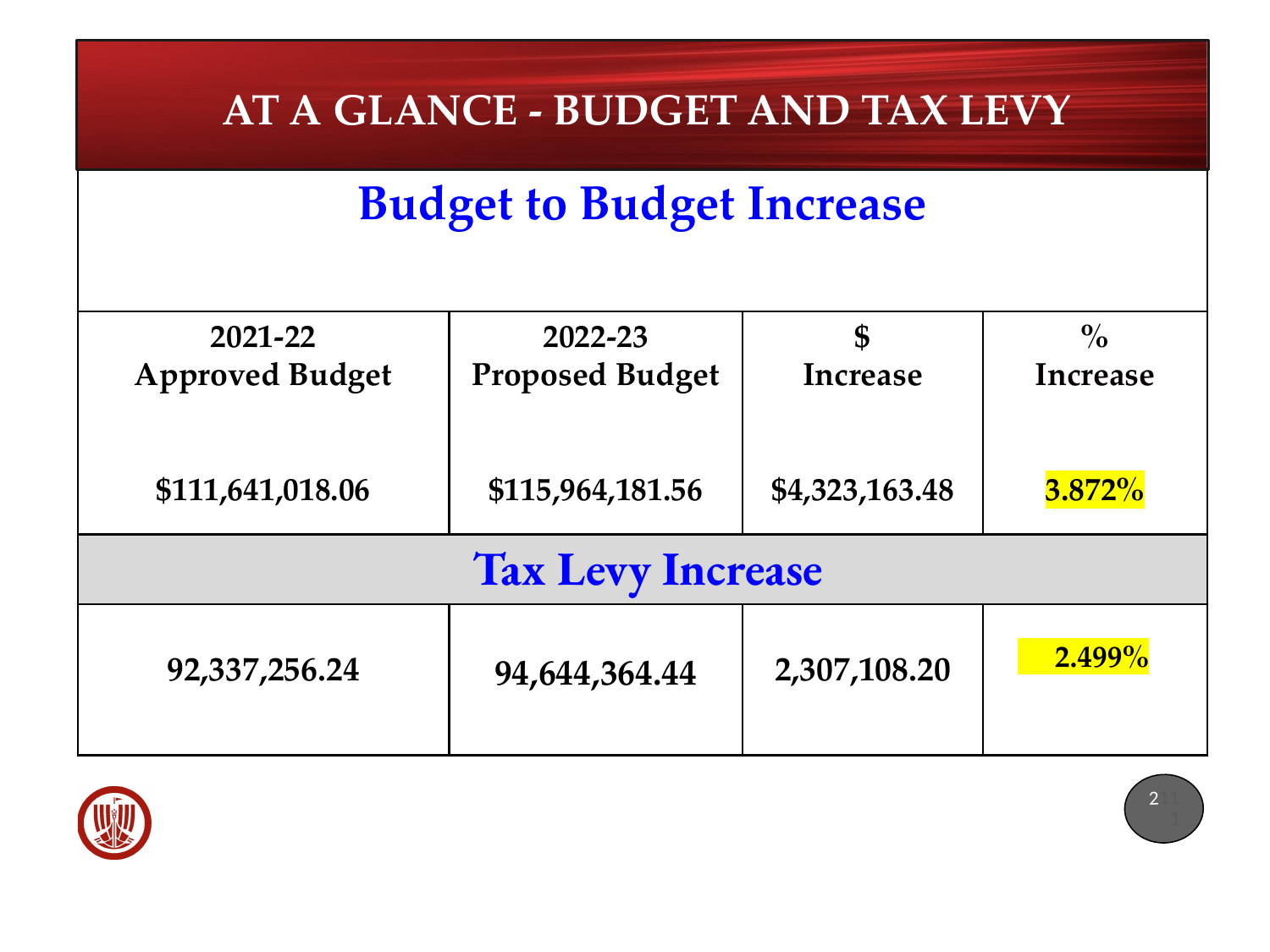# AT A GLANCE - BUDGET AND TAX LEVY

## Budget to Budget Increase

| 2021-22 Approved Budget | 2022-23 Proposed Budget | $ Increase | % Increase |
|---|---|---|---|
| $111,641,018.06 | $115,964,181.56 | $4,323,163.48 | 3.872% |

## Tax Levy Increase

| 2021-22 Approved Budget | 2022-23 Proposed Budget | $ Increase | % Increase |
|---|---|---|---|
| 92,337,256.24 | 94,644,364.44 | 2,307,108.20 | 2.499% |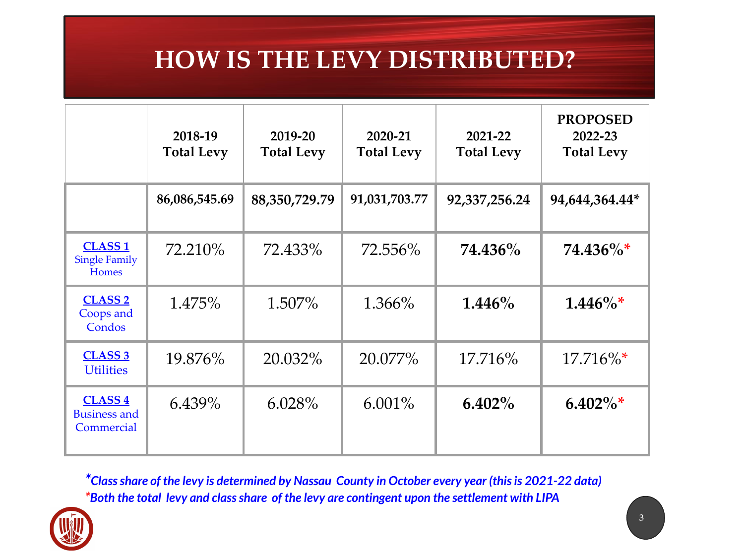# HOW IS THE LEVY DISTRIBUTED?

| | 2018-19 Total Levy | 2019-20 Total Levy | 2020-21 Total Levy | 2021-22 Total Levy | PROPOSED 2022-23 Total Levy |
|---|---|---|---|---|---|
| | 86,086,545.69 | 88,350,729.79 | 91,031,703.77 | 92,337,256.24 | 94,644,364.44* |
| CLASS 1 Single Family Homes | 72.210% | 72.433% | 72.556% | **74.436%** | **74.436%*** |
| CLASS 2 Coops and Condos | 1.475% | 1.507% | 1.366% | **1.446%** | **1.446%*** |
| CLASS 3 Utilities | 19.876% | 20.032% | 20.077% | 17.716% | 17.716%* |
| CLASS 4 Business and Commercial | 6.439% | 6.028% | 6.001% | **6.402%** | **6.402%*** |

**\*Class share of the levy is determined by Nassau County in October every year (this is 2021-22 data)**

**\*Both the total levy and class share of the levy are contingent upon the settlement with LIPA**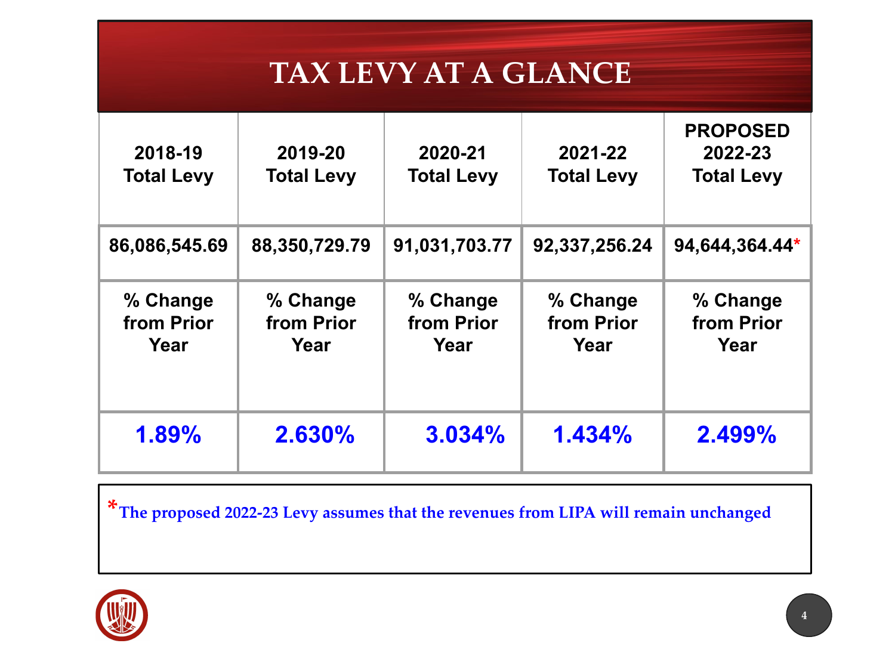# TAX LEVY AT A GLANCE

| 2018-19 Total Levy | 2019-20 Total Levy | 2020-21 Total Levy | 2021-22 Total Levy | PROPOSED 2022-23 Total Levy |
|---|---|---|---|---|
| 86,086,545.69 | 88,350,729.79 | 91,031,703.77 | 92,337,256.24 | 94,644,364.44* |
| % Change from Prior Year | % Change from Prior Year | % Change from Prior Year | % Change from Prior Year | % Change from Prior Year |
| 1.89% | 2.630% | 3.034% | 1.434% | 2.499% |

*The proposed 2022-23 Levy assumes that the revenues from LIPA will remain unchanged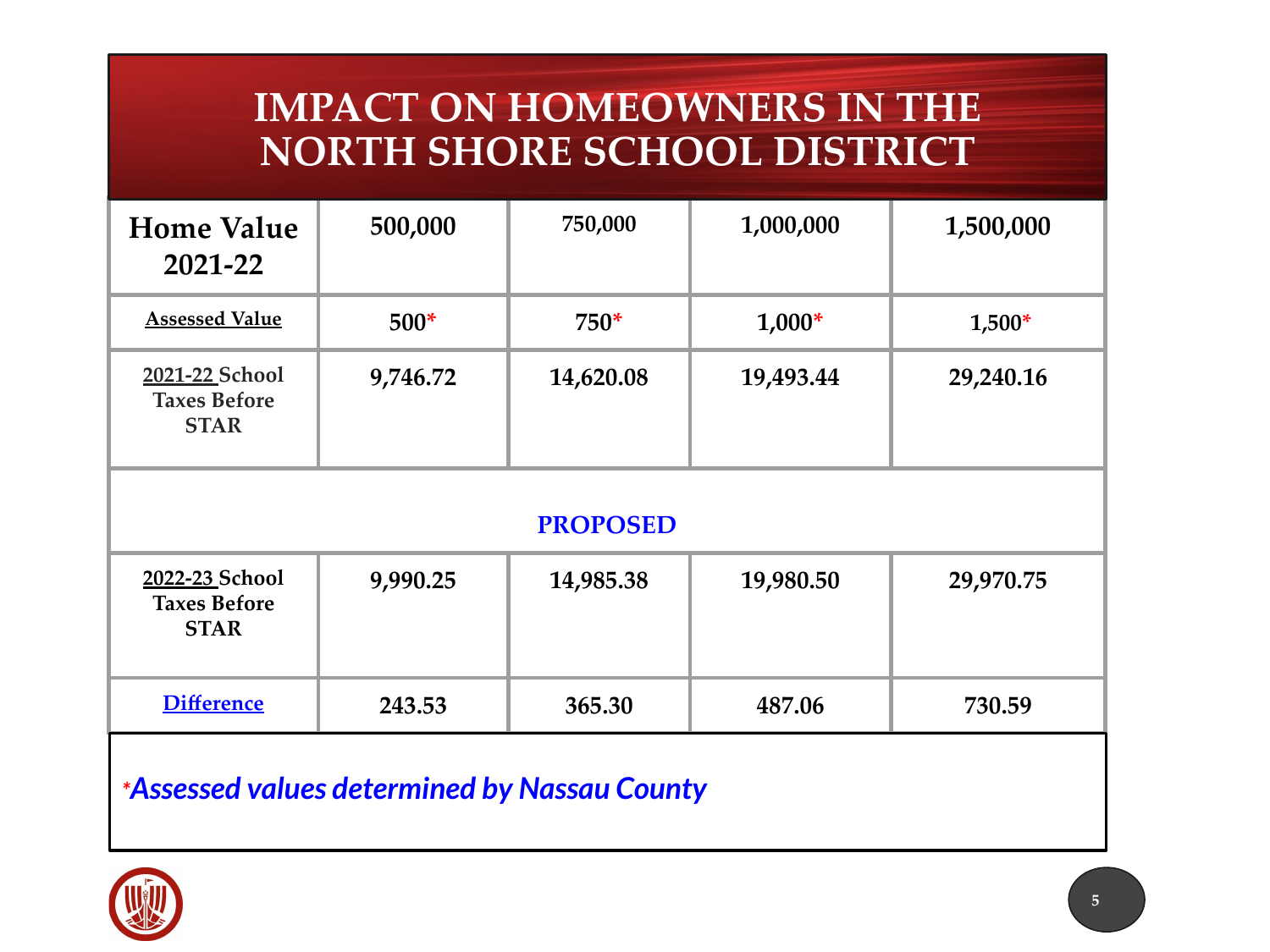# IMPACT ON HOMEOWNERS IN THE NORTH SHORE SCHOOL DISTRICT

| Home Value 2021-22 | 500,000 | 750,000 | 1,000,000 | 1,500,000 |
|---|---|---|---|---|
| Assessed Value | 500* | 750* | 1,000* | 1,500* |
| 2021-22 School Taxes Before STAR | 9,746.72 | 14,620.08 | 19,493.44 | 29,240.16 |
| **PROPOSED** | | | | |
| 2022-23 School Taxes Before STAR | 9,990.25 | 14,985.38 | 19,980.50 | 29,970.75 |
| Difference | 243.53 | 365.30 | 487.06 | 730.59 |

**\*Assessed values determined by Nassau County**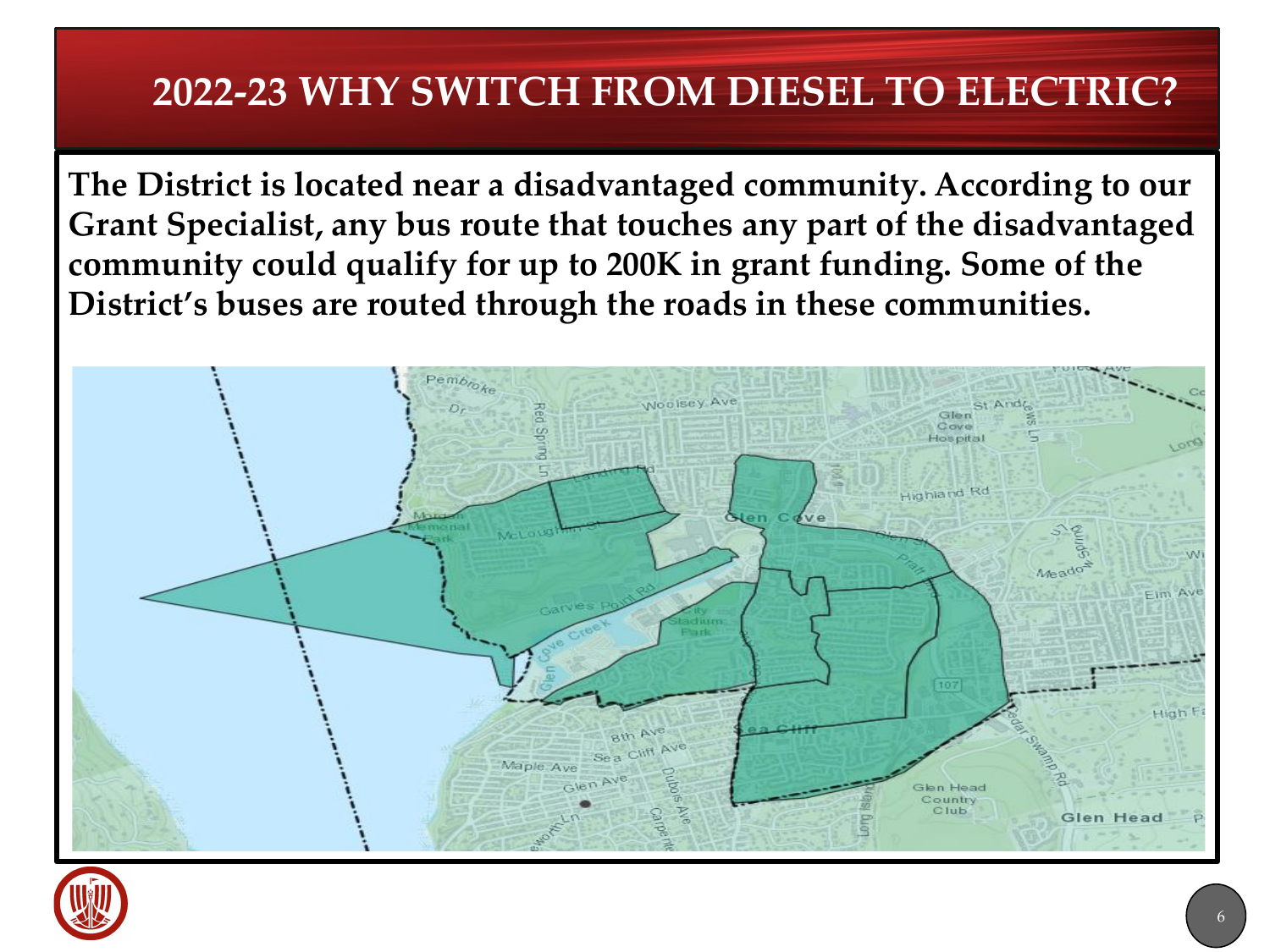# 2022-23 WHY SWITCH FROM DIESEL TO ELECTRIC?

**The District is located near a disadvantaged community. According to our Grant Specialist, any bus route that touches any part of the disadvantaged community could qualify for up to 200K in grant funding. Some of the District's buses are routed through the roads in these communities.**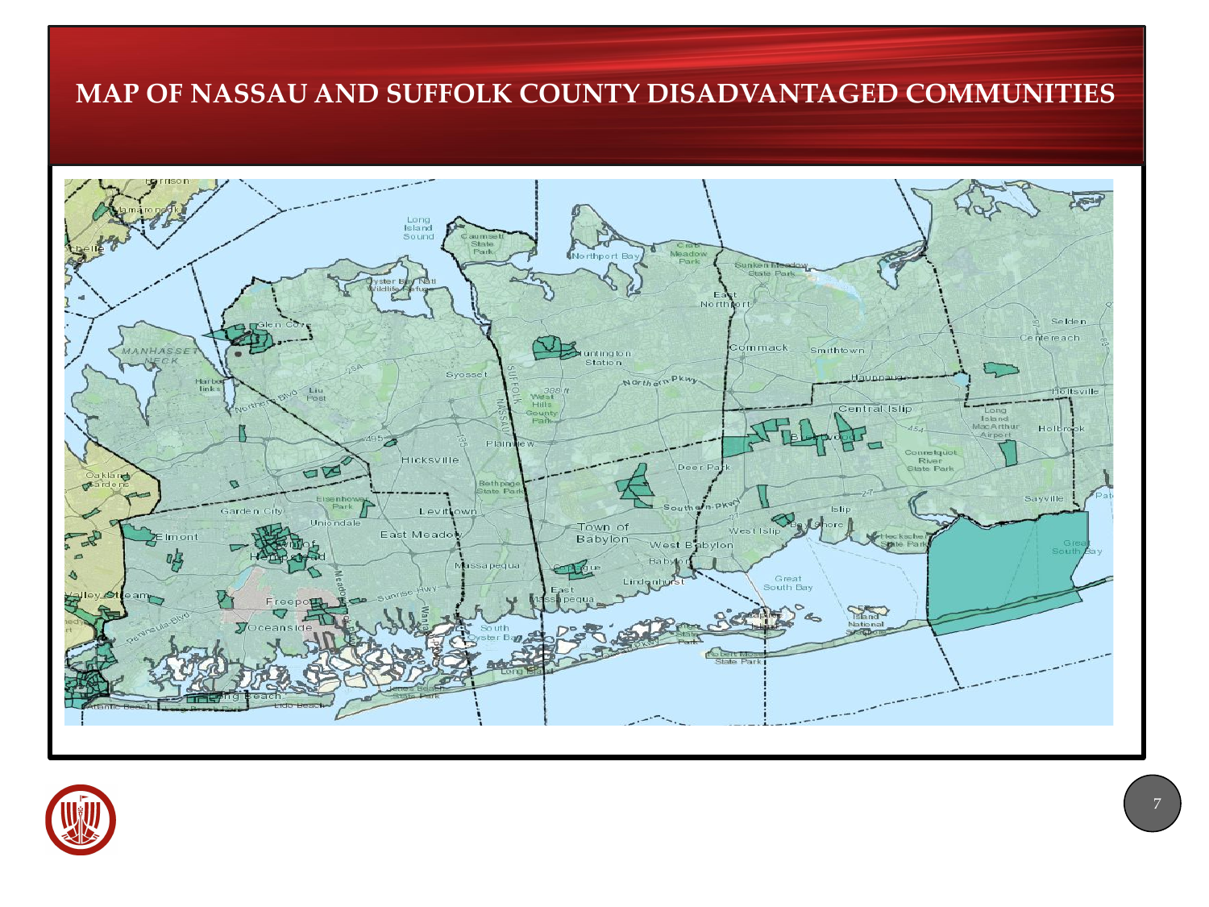# MAP OF NASSAU AND SUFFOLK COUNTY DISADVANTAGED COMMUNITIES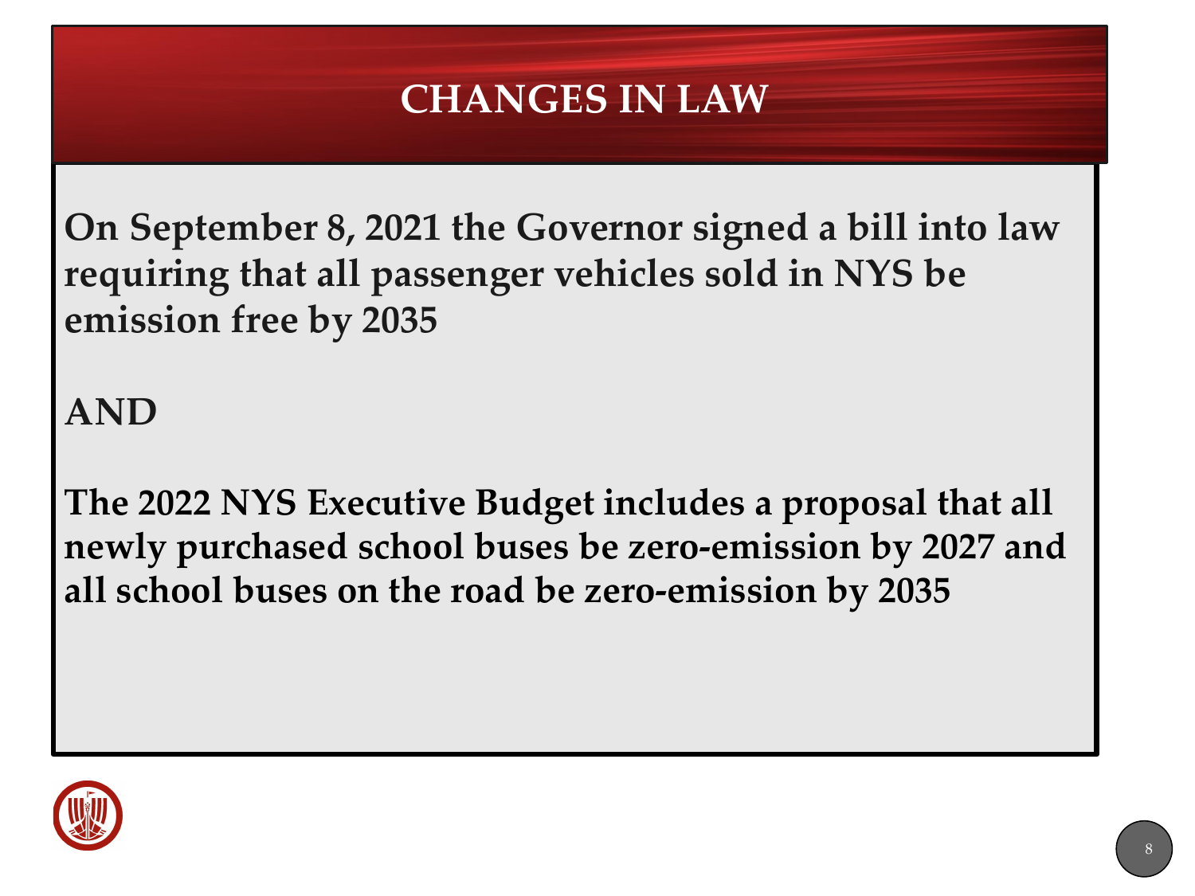# CHANGES IN LAW

**On September 8, 2021 the Governor signed a bill into law requiring that all passenger vehicles sold in NYS be emission free by 2035**

**AND**

**The 2022 NYS Executive Budget includes a proposal that all newly purchased school buses be zero-emission by 2027 and all school buses on the road be zero-emission by 2035**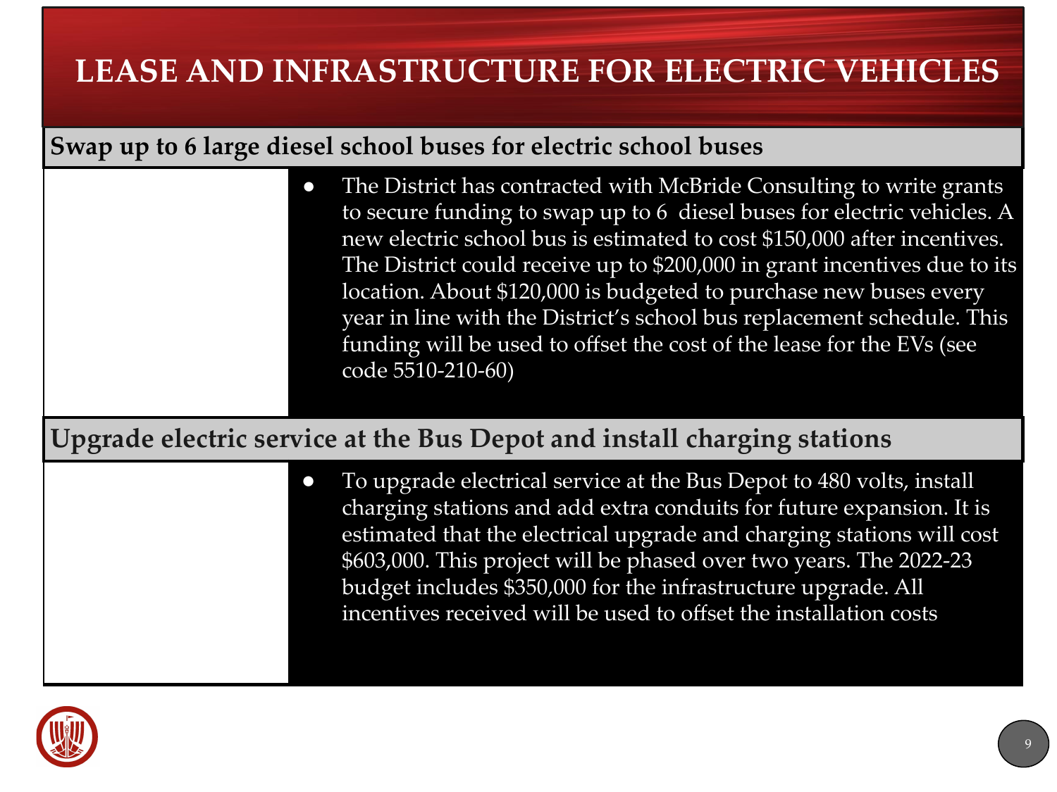# LEASE AND INFRASTRUCTURE FOR ELECTRIC VEHICLES

## Swap up to 6 large diesel school buses for electric school buses

- The District has contracted with McBride Consulting to write grants to secure funding to swap up to 6 diesel buses for electric vehicles. A new electric school bus is estimated to cost $150,000 after incentives. The District could receive up to $200,000 in grant incentives due to its location. About $120,000 is budgeted to purchase new buses every year in line with the District's school bus replacement schedule. This funding will be used to offset the cost of the lease for the EVs (see code 5510-210-60)

## Upgrade electric service at the Bus Depot and install charging stations

- To upgrade electrical service at the Bus Depot to 480 volts, install charging stations and add extra conduits for future expansion. It is estimated that the electrical upgrade and charging stations will cost $603,000. This project will be phased over two years. The 2022-23 budget includes $350,000 for the infrastructure upgrade. All incentives received will be used to offset the installation costs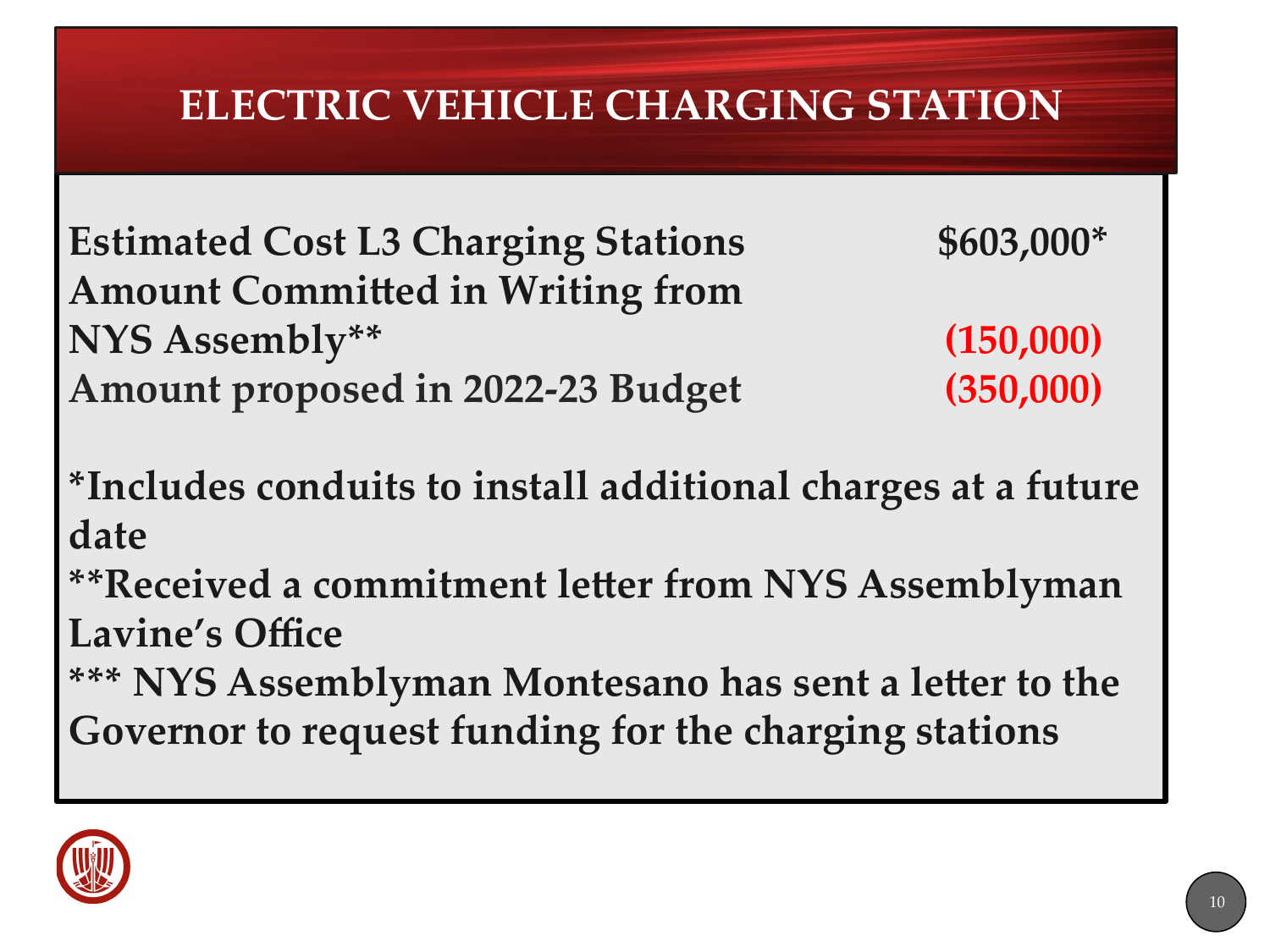# ELECTRIC VEHICLE CHARGING STATION

| | |
|---|---|
| **Estimated Cost L3 Charging Stations** | **$603,000*** |
| **Amount Committed in Writing from NYS Assembly**** | **(150,000)** |
| **Amount proposed in 2022-23 Budget** | **(350,000)** |

**\*Includes conduits to install additional charges at a future date**

**\*\*Received a commitment letter from NYS Assemblyman Lavine's Office**

**\*\*\* NYS Assemblyman Montesano has sent a letter to the Governor to request funding for the charging stations**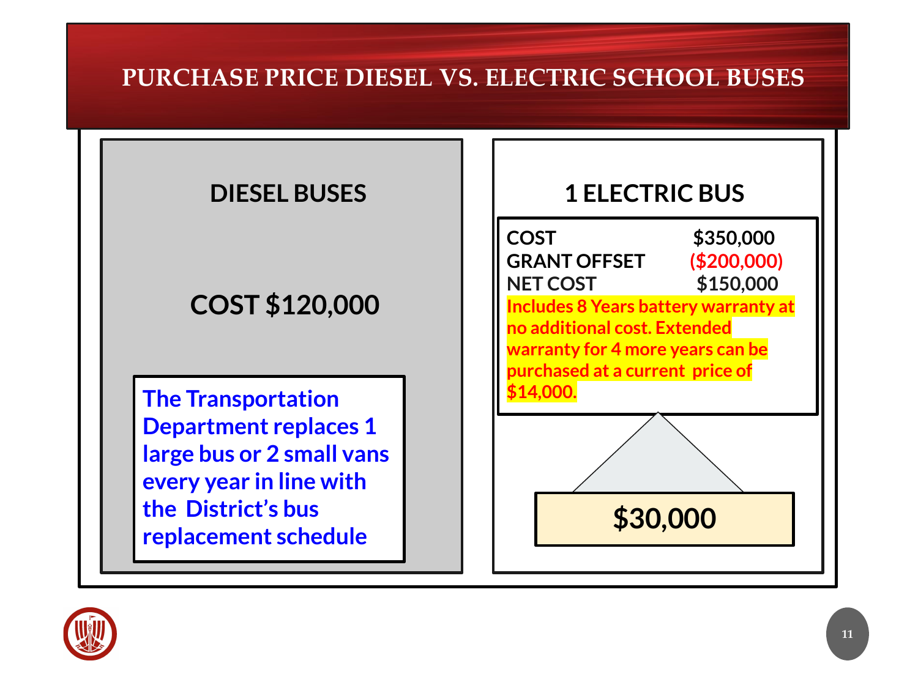# PURCHASE PRICE DIESEL VS. ELECTRIC SCHOOL BUSES

## DIESEL BUSES

**COST $120,000**

**The Transportation Department replaces 1 large bus or 2 small vans every year in line with the District's bus replacement schedule**

## 1 ELECTRIC BUS

| | |
|---|---|
| COST | $350,000 |
| GRANT OFFSET | ($200,000) |
| NET COST | $150,000 |

**Includes 8 Years battery warranty at no additional cost. Extended warranty for 4 more years can be purchased at a current price of $14,000.**

**$30,000**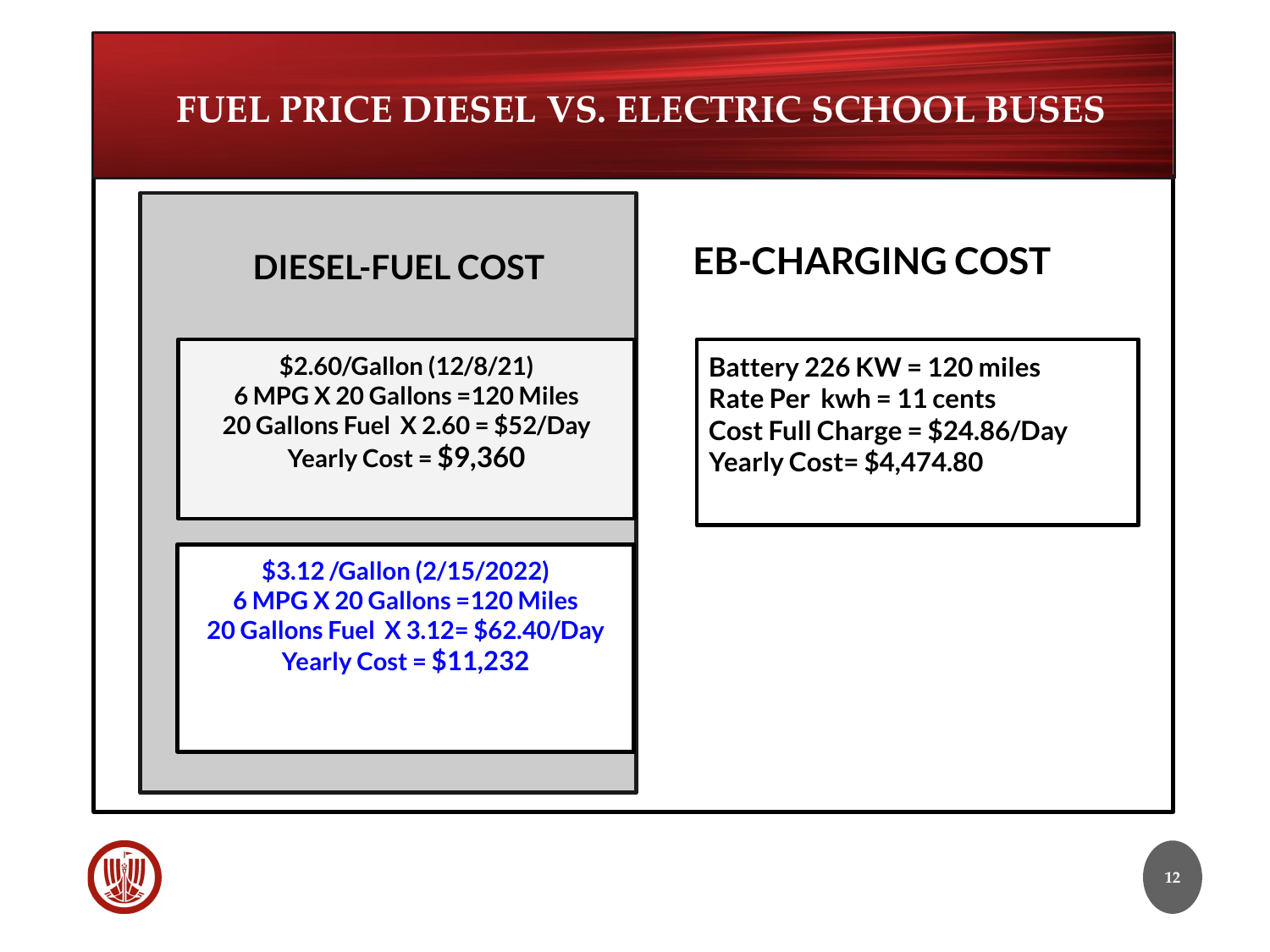# FUEL PRICE DIESEL VS. ELECTRIC SCHOOL BUSES

## DIESEL-FUEL COST

$2.60/Gallon (12/8/21)
6 MPG X 20 Gallons =120 Miles
20 Gallons Fuel X 2.60 = $52/Day
Yearly Cost = $9,360

$3.12 /Gallon (2/15/2022)
6 MPG X 20 Gallons =120 Miles
20 Gallons Fuel X 3.12= $62.40/Day
Yearly Cost = $11,232

## EB-CHARGING COST

Battery 226 KW = 120 miles
Rate Per kwh = 11 cents
Cost Full Charge = $24.86/Day
Yearly Cost= $4,474.80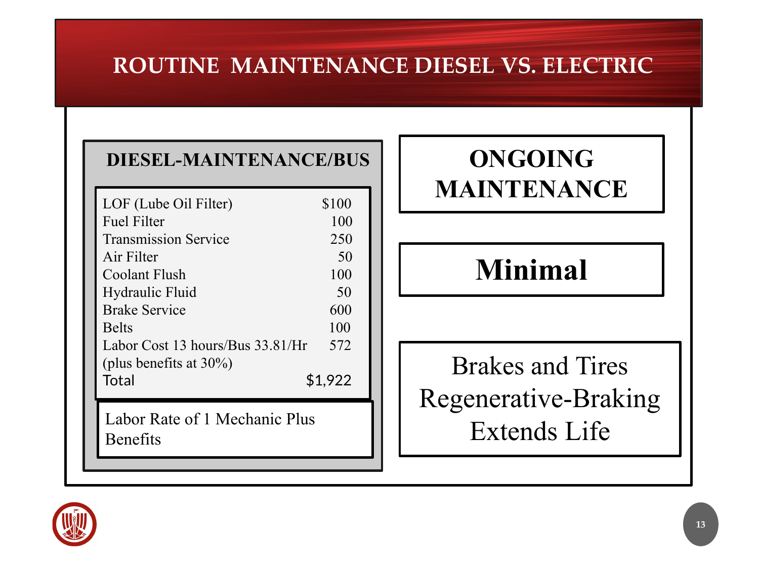# ROUTINE MAINTENANCE DIESEL VS. ELECTRIC

## DIESEL-MAINTENANCE/BUS

| | |
|---|---|
| LOF (Lube Oil Filter) | $100 |
| Fuel Filter | 100 |
| Transmission Service | 250 |
| Air Filter | 50 |
| Coolant Flush | 100 |
| Hydraulic Fluid | 50 |
| Brake Service | 600 |
| Belts | 100 |
| Labor Cost 13 hours/Bus 33.81/Hr (plus benefits at 30%) | 572 |
| Total | $1,922 |

Labor Rate of 1 Mechanic Plus Benefits

## ONGOING MAINTENANCE

**Minimal**

Brakes and Tires Regenerative-Braking Extends Life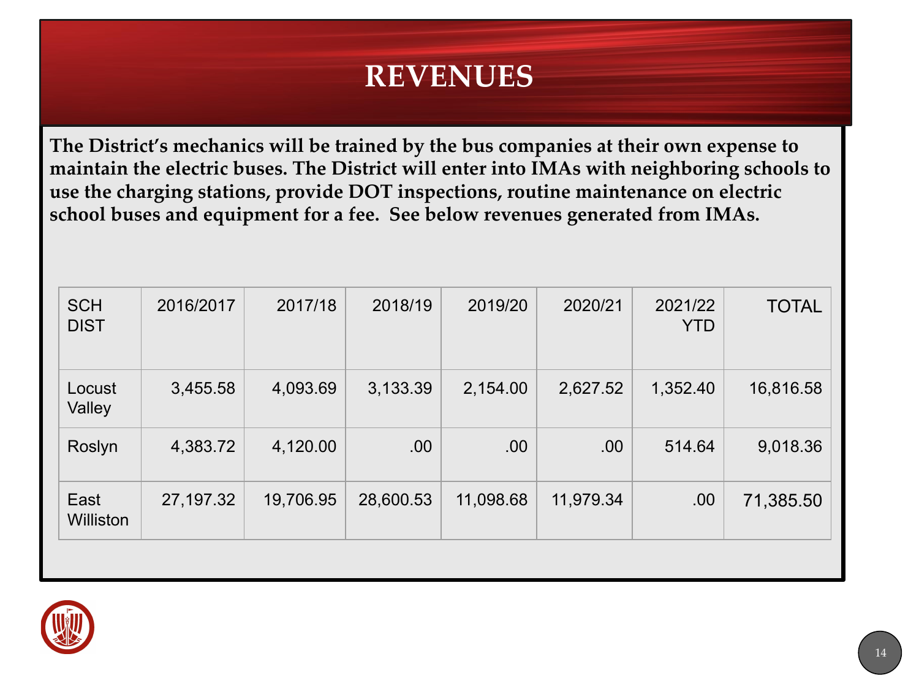# REVENUES

**The District's mechanics will be trained by the bus companies at their own expense to maintain the electric buses. The District will enter into IMAs with neighboring schools to use the charging stations, provide DOT inspections, routine maintenance on electric school buses and equipment for a fee. See below revenues generated from IMAs.**

| SCH DIST | 2016/2017 | 2017/18 | 2018/19 | 2019/20 | 2020/21 | 2021/22 YTD | TOTAL |
|---|---|---|---|---|---|---|---|
| Locust Valley | 3,455.58 | 4,093.69 | 3,133.39 | 2,154.00 | 2,627.52 | 1,352.40 | 16,816.58 |
| Roslyn | 4,383.72 | 4,120.00 | .00 | .00 | .00 | 514.64 | 9,018.36 |
| East Williston | 27,197.32 | 19,706.95 | 28,600.53 | 11,098.68 | 11,979.34 | .00 | 71,385.50 |